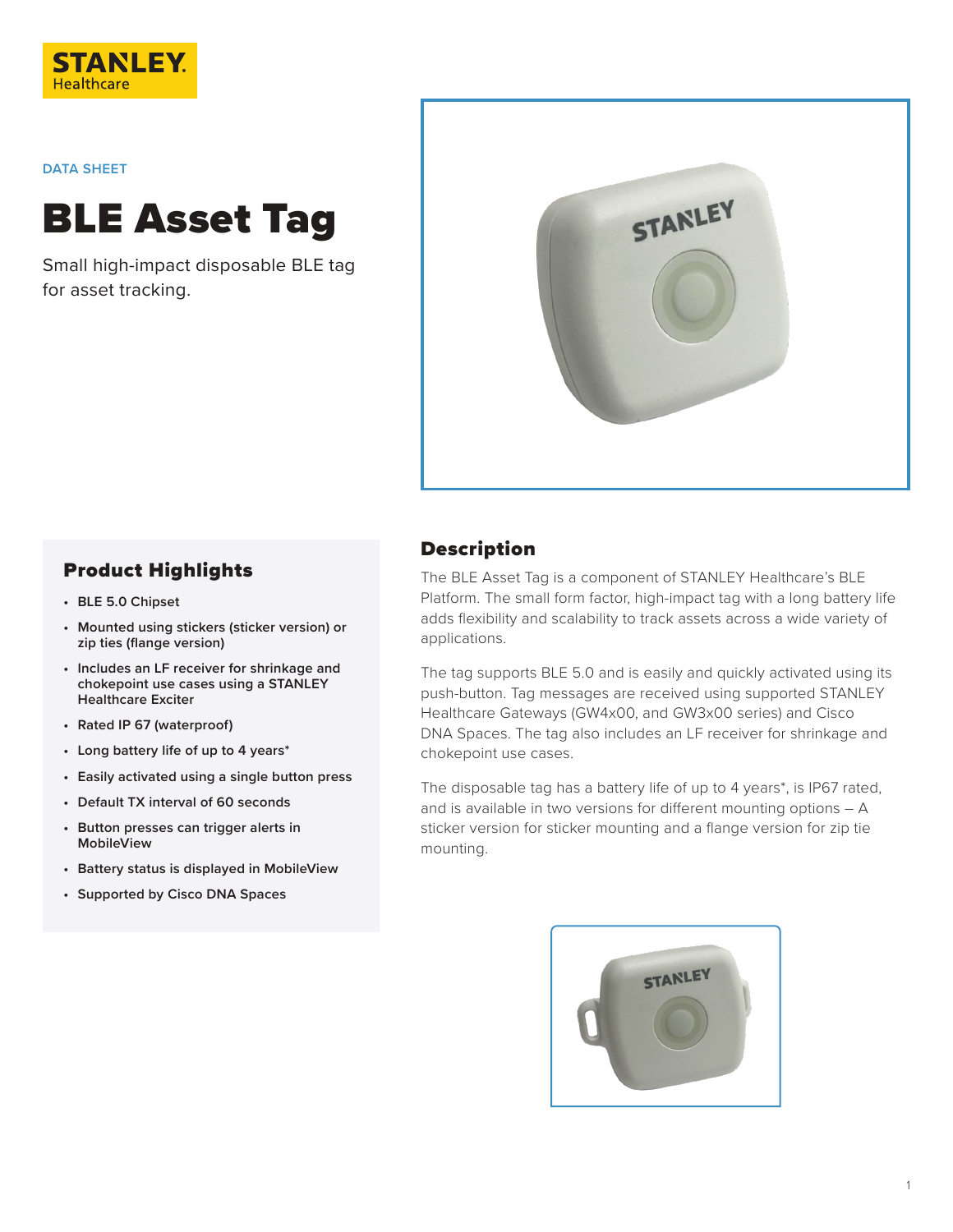STANLEY Healthcare

DATA SHEET

# BLE Asset Tag

Small high-impact disposable BLE tag for asset tracking.

## Product Highlights

- **BLE 5.0 Chipset**
- **Mounted using stickers (sticker version) or zip ties (flange version)**
- **Includes an LF receiver for shrinkage and chokepoint use cases using a STANLEY Healthcare Exciter**
- **Rated IP 67 (waterproof)**
- **Long battery life of up to 4 years***
- **Easily activated using a single button press**
- **Default TX interval of 60 seconds**
- **Button presses can trigger alerts in MobileView**
- **Battery status is displayed in MobileView**
- **Supported by Cisco DNA Spaces**

## Description

The BLE Asset Tag is a component of STANLEY Healthcare's BLE Platform. The small form factor, high-impact tag with a long battery life adds flexibility and scalability to track assets across a wide variety of applications.

The tag supports BLE 5.0 and is easily and quickly activated using its push-button. Tag messages are received using supported STANLEY Healthcare Gateways (GW4x00, and GW3x00 series) and Cisco DNA Spaces. The tag also includes an LF receiver for shrinkage and chokepoint use cases.

The disposable tag has a battery life of up to 4 years*, is IP67 rated, and is available in two versions for different mounting options – A sticker version for sticker mounting and a flange version for zip tie mounting.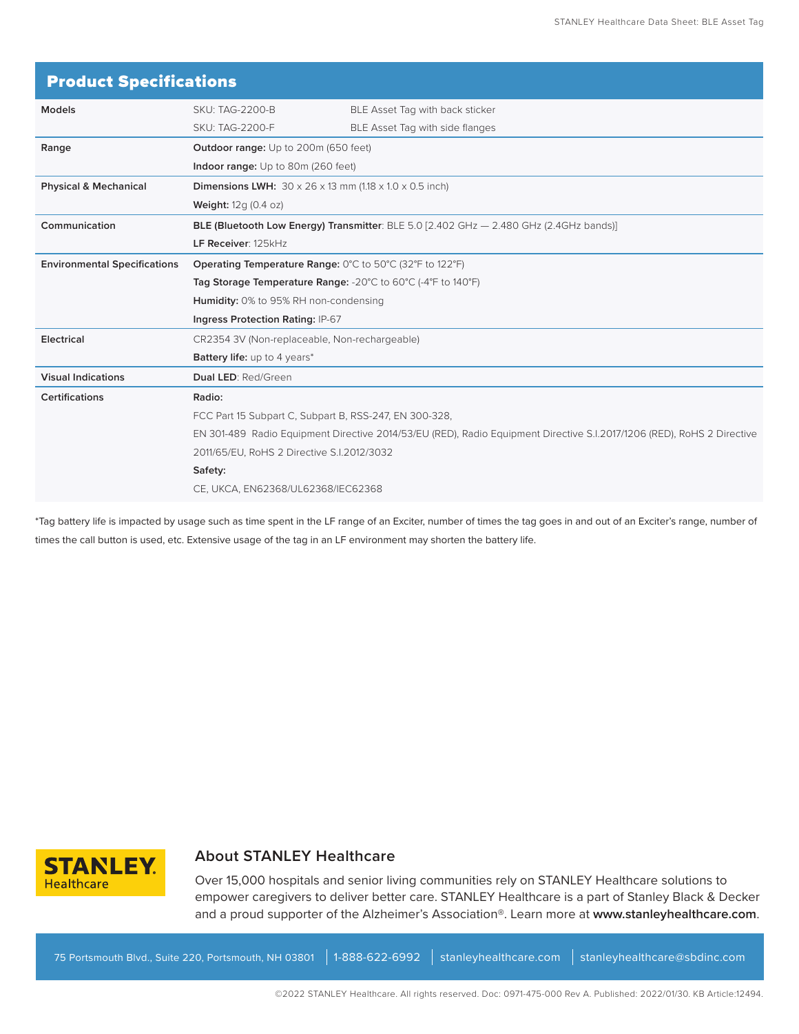## Product Specifications

| | | |
|---|---|---|
| **Models** | SKU: TAG-2200-B | BLE Asset Tag with back sticker |
| | SKU: TAG-2200-F | BLE Asset Tag with side flanges |
| **Range** | **Outdoor range:** Up to 200m (650 feet) | |
| | **Indoor range:** Up to 80m (260 feet) | |
| **Physical & Mechanical** | **Dimensions LWH:** 30 x 26 x 13 mm (1.18 x 1.0 x 0.5 inch) | |
| | **Weight:** 12g (0.4 oz) | |
| **Communication** | **BLE (Bluetooth Low Energy) Transmitter**: BLE 5.0 [2.402 GHz — 2.480 GHz (2.4GHz bands)] | |
| | **LF Receiver**: 125kHz | |
| **Environmental Specifications** | **Operating Temperature Range:** 0°C to 50°C (32°F to 122°F) | |
| | **Tag Storage Temperature Range:** -20°C to 60°C (-4°F to 140°F) | |
| | **Humidity:** 0% to 95% RH non-condensing | |
| | **Ingress Protection Rating:** IP-67 | |
| **Electrical** | CR2354 3V (Non-replaceable, Non-rechargeable) | |
| | **Battery life:** up to 4 years* | |
| **Visual Indications** | **Dual LED**: Red/Green | |
| **Certifications** | **Radio:** | |
| | FCC Part 15 Subpart C, Subpart B, RSS-247, EN 300-328, | |
| | EN 301-489 Radio Equipment Directive 2014/53/EU (RED), Radio Equipment Directive S.I.2017/1206 (RED), RoHS 2 Directive 2011/65/EU, RoHS 2 Directive S.I.2012/3032 | |
| | **Safety:** | |
| | CE, UKCA, EN62368/UL62368/IEC62368 | |

*Tag battery life is impacted by usage such as time spent in the LF range of an Exciter, number of times the tag goes in and out of an Exciter's range, number of times the call button is used, etc. Extensive usage of the tag in an LF environment may shorten the battery life.

STANLEY Healthcare

### About STANLEY Healthcare

Over 15,000 hospitals and senior living communities rely on STANLEY Healthcare solutions to empower caregivers to deliver better care. STANLEY Healthcare is a part of Stanley Black & Decker and a proud supporter of the Alzheimer's Association®. Learn more at **www.stanleyhealthcare.com**.

75 Portsmouth Blvd., Suite 220, Portsmouth, NH 03801 | 1-888-622-6992 | stanleyhealthcare.com | stanleyhealthcare@sbdinc.com

©2022 STANLEY Healthcare. All rights reserved. Doc: 0971-475-000 Rev A. Published: 2022/01/30. KB Article:12494.